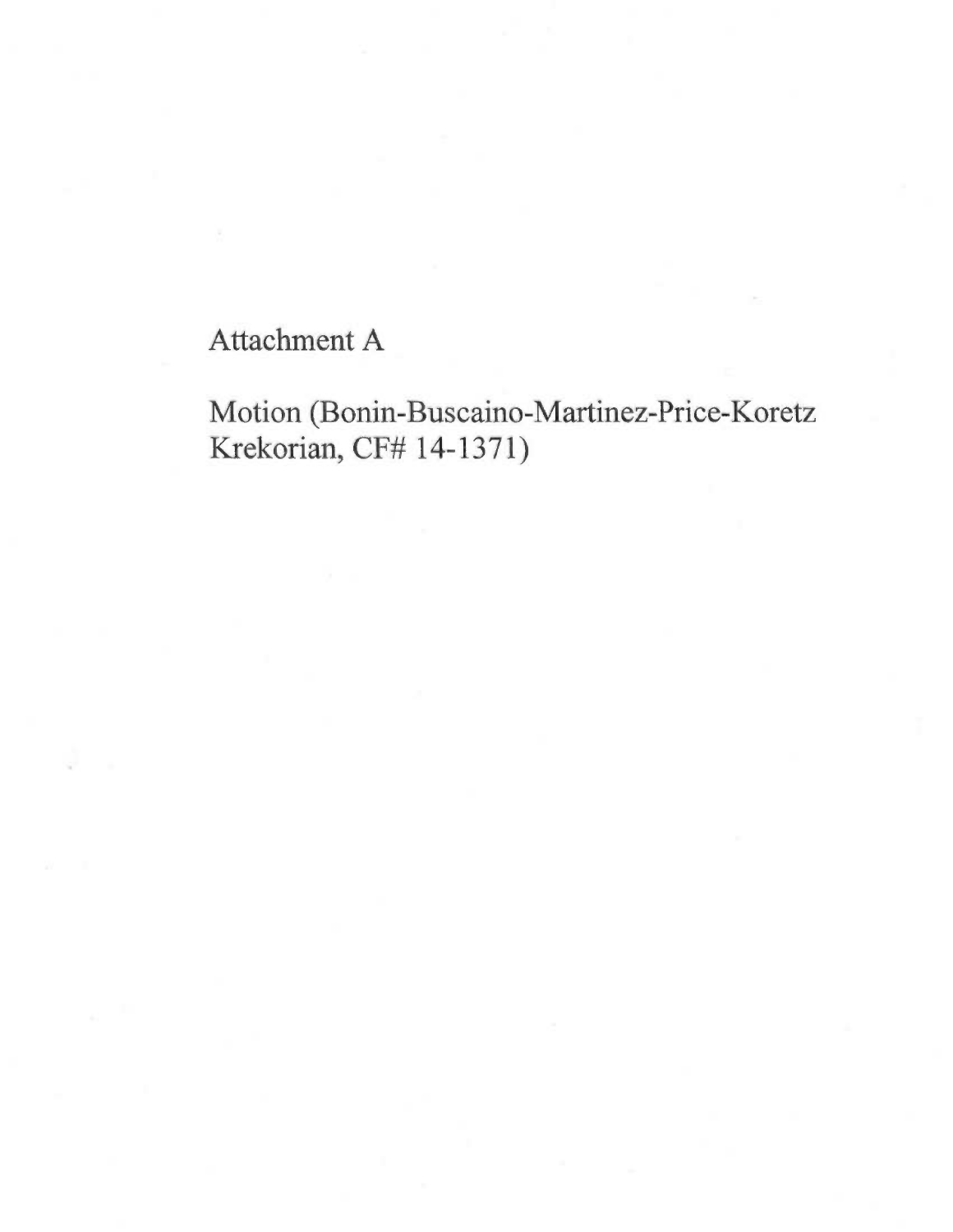Attachment A

Motion (Bonin-Buscaino-Martinez-Price-Koretz Krekorian, CF# 14-1371)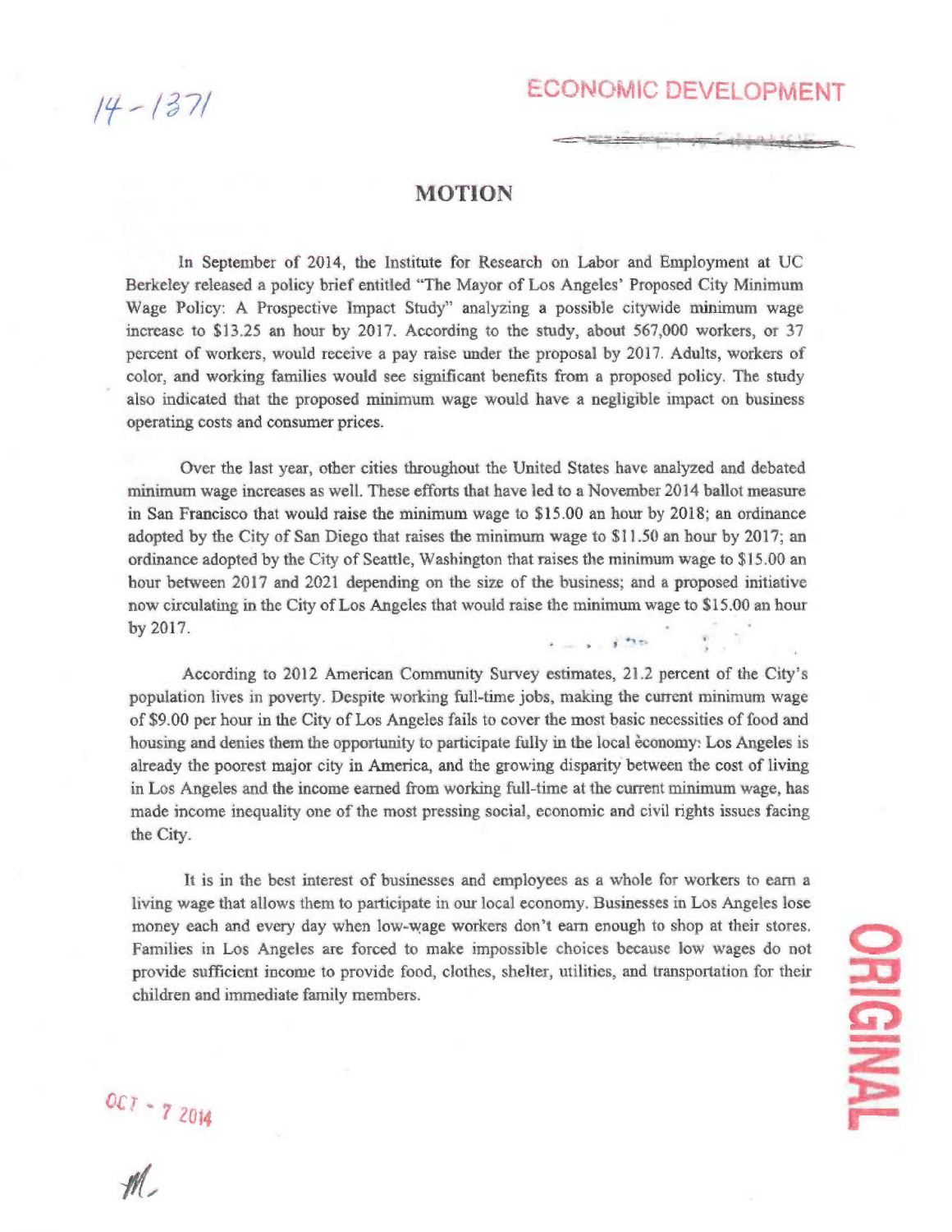14-1371

ECONOMIC DEVELOPMENT

## MOTION

In September of 2014, the Institute for Research on Labor and Employment at UC Berkeley released a policy brief entitled "The Mayor of Los Angeles' Proposed City Minimum Wage Policy: A Prospective Impact Study" analyzing a possible citywide minimum wage increase to $13.25 an hour by 2017. According to the study, about 567,000 workers, or 37 percent of workers, would receive a pay raise under the proposal by 2017. Adults, workers of color, and working families would see significant benefits from a proposed policy. The study also indicated that the proposed minimum wage would have a negligible impact on business operating costs and consumer prices.

Over the last year, other cities throughout the United States have analyzed and debated minimum wage increases as well. These efforts that have led to a November 2014 ballot measure in San Francisco that would raise the minimum wage to $15.00 an hour by 2018; an ordinance adopted by the City of San Diego that raises the minimum wage to $11.50 an hour by 2017; an ordinance adopted by the City of Seattle, Washington that raises the minimum wage to $15.00 an hour between 2017 and 2021 depending on the size of the business; and a proposed initiative now circulating in the City of Los Angeles that would raise the minimum wage to $15.00 an hour by 2017.

According to 2012 American Community Survey estimates, 21.2 percent of the City's population lives in poverty. Despite working full-time jobs, making the current minimum wage of $9.00 per hour in the City of Los Angeles fails to cover the most basic necessities of food and housing and denies them the opportunity to participate fully in the local èconomy: Los Angeles is already the poorest major city in America, and the growing disparity between the cost of living in Los Angeles and the income earned from working full-time at the current minimum wage, has made income inequality one of the most pressing social, economic and civil rights issues facing the City.

It is in the best interest of businesses and employees as a whole for workers to earn a living wage that allows them to participate in our local economy. Businesses in Los Angeles lose money each and every day when low-wage workers don't earn enough to shop at their stores. Families in Los Angeles are forced to make impossible choices because low wages do not provide sufficient income to provide food, clothes, shelter, utilities, and transportation for their children and immediate family members.

OCT - 7 2014

ORIGINAL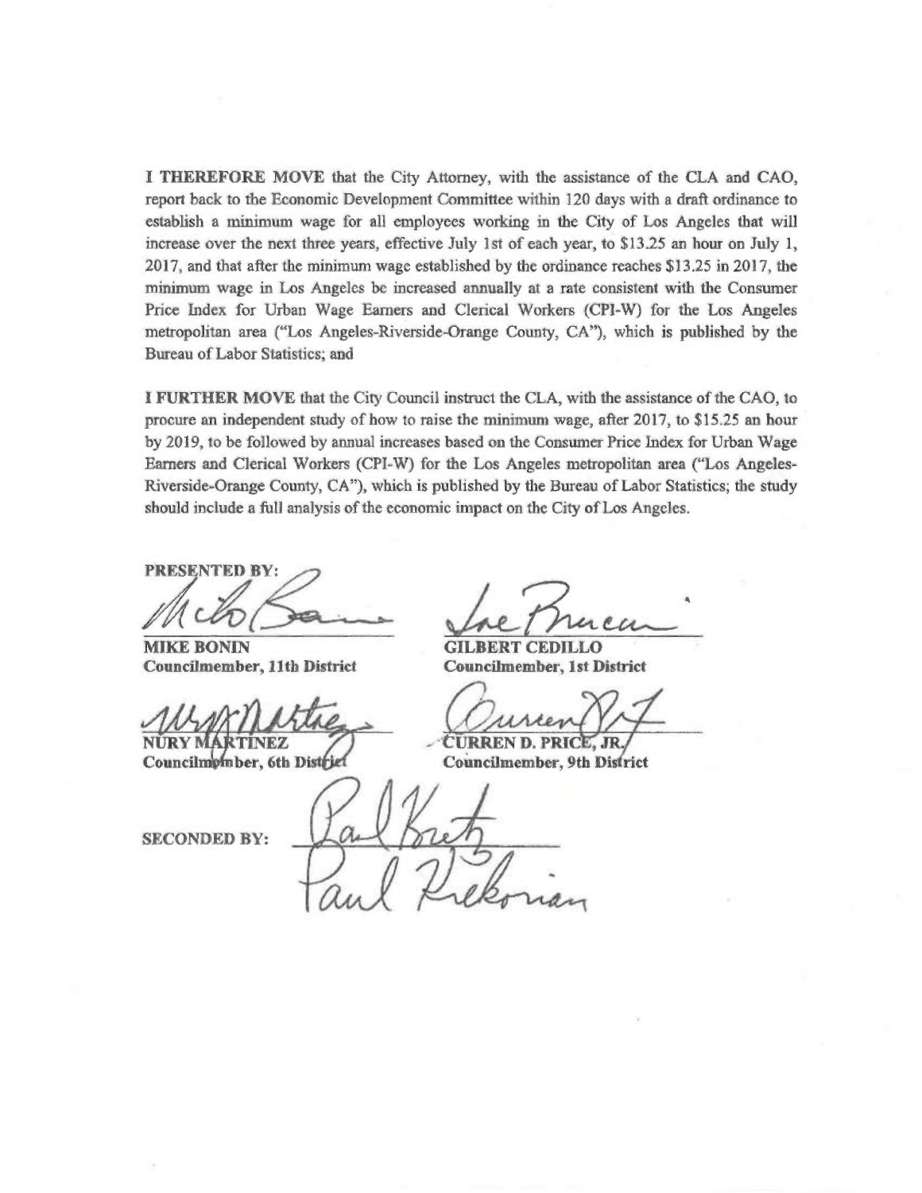**I THEREFORE MOVE** that the City Attorney, with the assistance of the CLA and CAO, report back to the Economic Development Committee within 120 days with a draft ordinance to establish a minimum wage for all employees working in the City of Los Angeles that will increase over the next three years, effective July 1st of each year, to $13.25 an hour on July 1, 2017, and that after the minimum wage established by the ordinance reaches $13.25 in 2017, the minimum wage in Los Angeles be increased annually at a rate consistent with the Consumer Price Index for Urban Wage Earners and Clerical Workers (CPI-W) for the Los Angeles metropolitan area ("Los Angeles-Riverside-Orange County, CA"), which is published by the Bureau of Labor Statistics; and

**I FURTHER MOVE** that the City Council instruct the CLA, with the assistance of the CAO, to procure an independent study of how to raise the minimum wage, after 2017, to $15.25 an hour by 2019, to be followed by annual increases based on the Consumer Price Index for Urban Wage Earners and Clerical Workers (CPI-W) for the Los Angeles metropolitan area ("Los Angeles-Riverside-Orange County, CA"), which is published by the Bureau of Labor Statistics; the study should include a full analysis of the economic impact on the City of Los Angeles.

**PRESENTED BY:**

**MIKE BONIN**
**Councilmember, 11th District**

**GILBERT CEDILLO**
**Councilmember, 1st District**

**NURY MARTINEZ**
**Councilmember, 6th District**

**CURREN D. PRICE, JR.**
**Councilmember, 9th District**

**SECONDED BY:**

Paul Koretz

Paul Krekorian